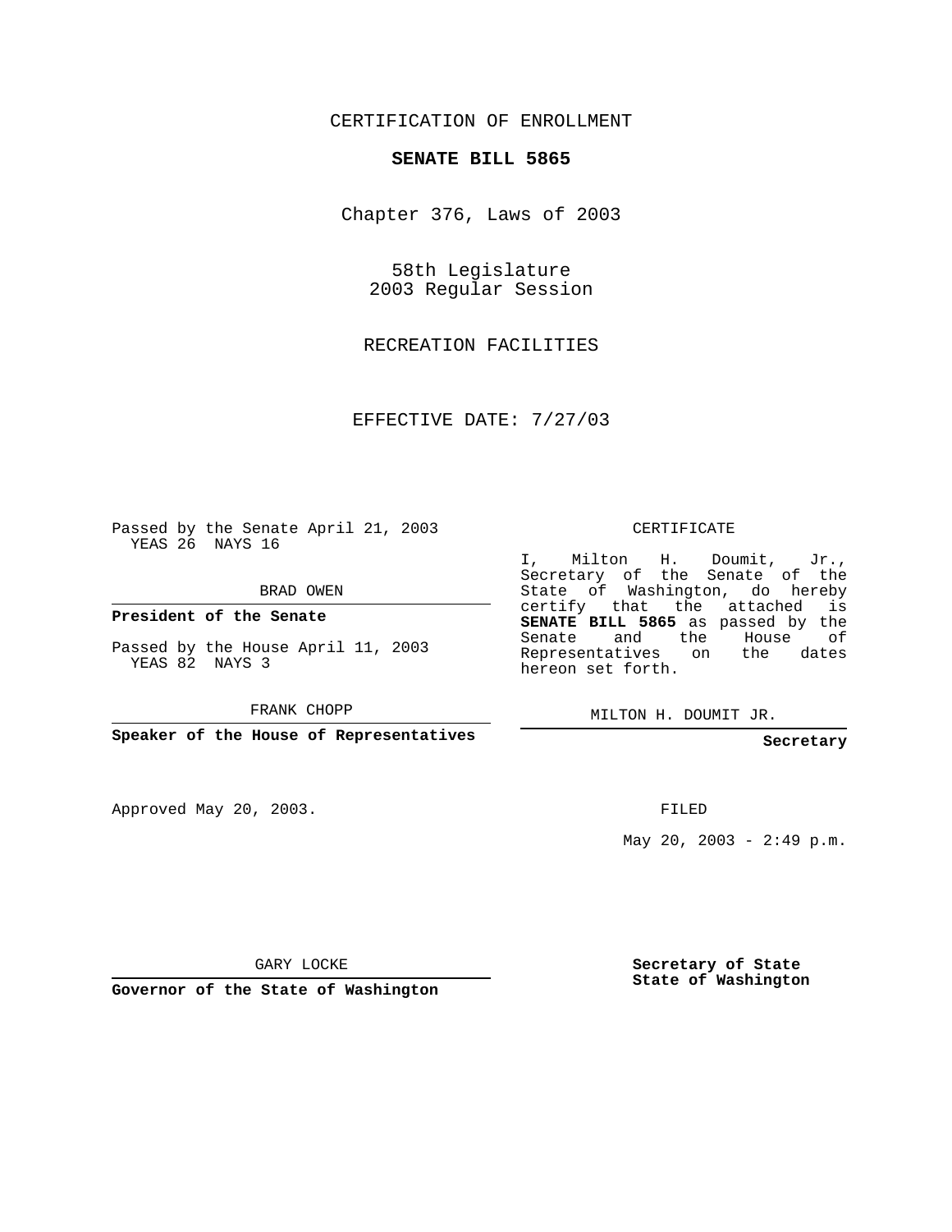CERTIFICATION OF ENROLLMENT

**SENATE BILL 5865**

Chapter 376, Laws of 2003

58th Legislature
2003 Regular Session

RECREATION FACILITIES

EFFECTIVE DATE: 7/27/03

Passed by the Senate April 21, 2003
YEAS 26 NAYS 16

BRAD OWEN

**President of the Senate**

Passed by the House April 11, 2003
YEAS 82 NAYS 3

FRANK CHOPP

**Speaker of the House of Representatives**

Approved May 20, 2003.

GARY LOCKE

**Governor of the State of Washington**

CERTIFICATE

I, Milton H. Doumit, Jr., Secretary of the Senate of the State of Washington, do hereby certify that the attached is **SENATE BILL 5865** as passed by the Senate and the House of Representatives on the dates hereon set forth.

MILTON H. DOUMIT JR.

**Secretary**

FILED

May 20, 2003 - 2:49 p.m.

**Secretary of State**
**State of Washington**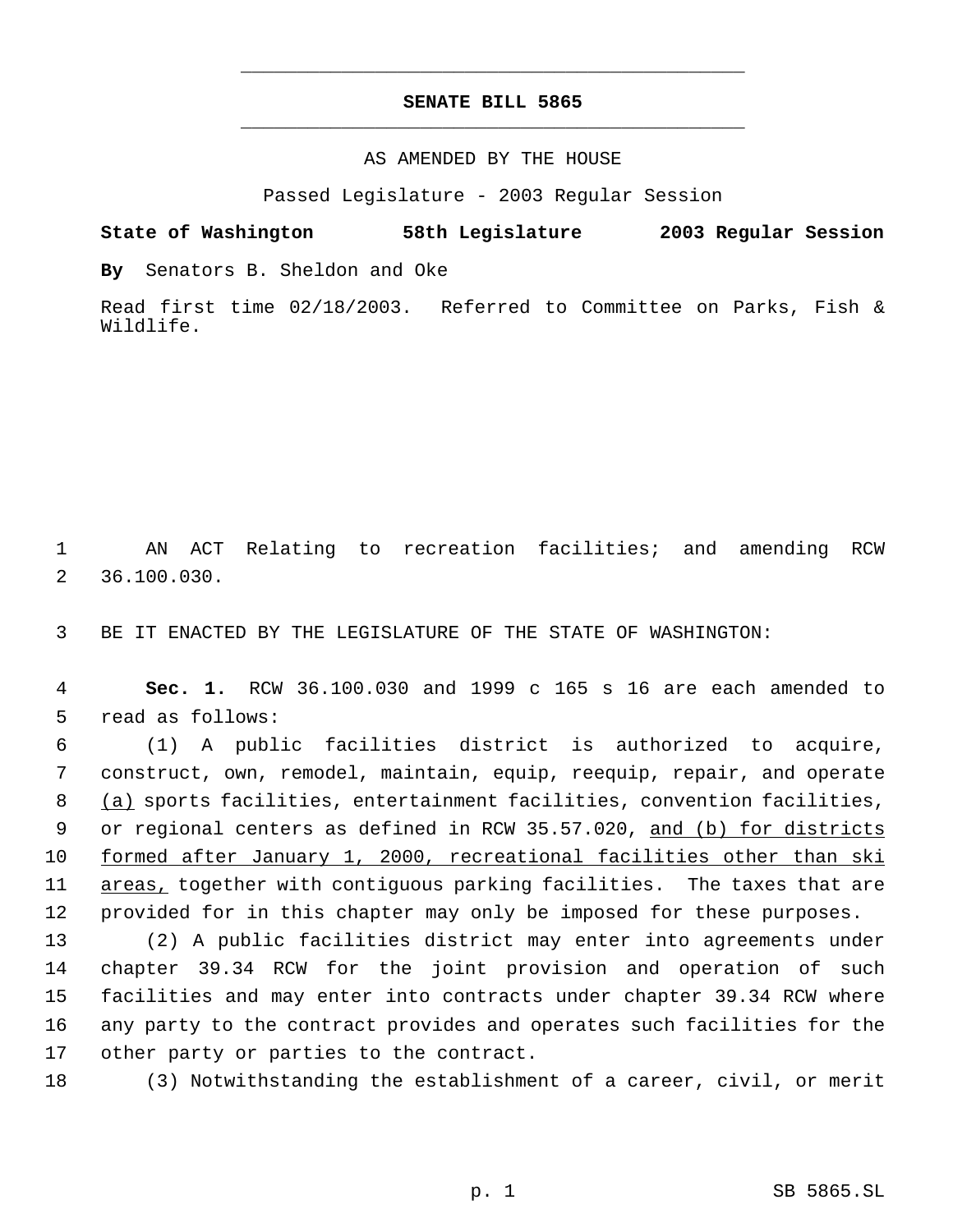# SENATE BILL 5865

AS AMENDED BY THE HOUSE

Passed Legislature - 2003 Regular Session

**State of Washington 58th Legislature 2003 Regular Session**

**By** Senators B. Sheldon and Oke

Read first time 02/18/2003. Referred to Committee on Parks, Fish & Wildlife.

AN ACT Relating to recreation facilities; and amending RCW 36.100.030.

BE IT ENACTED BY THE LEGISLATURE OF THE STATE OF WASHINGTON:

**Sec. 1.** RCW 36.100.030 and 1999 c 165 s 16 are each amended to read as follows:

(1) A public facilities district is authorized to acquire, construct, own, remodel, maintain, equip, reequip, repair, and operate <u>(a)</u> sports facilities, entertainment facilities, convention facilities, or regional centers as defined in RCW 35.57.020, <u>and (b) for districts formed after January 1, 2000, recreational facilities other than ski areas,</u> together with contiguous parking facilities. The taxes that are provided for in this chapter may only be imposed for these purposes.

(2) A public facilities district may enter into agreements under chapter 39.34 RCW for the joint provision and operation of such facilities and may enter into contracts under chapter 39.34 RCW where any party to the contract provides and operates such facilities for the other party or parties to the contract.

(3) Notwithstanding the establishment of a career, civil, or merit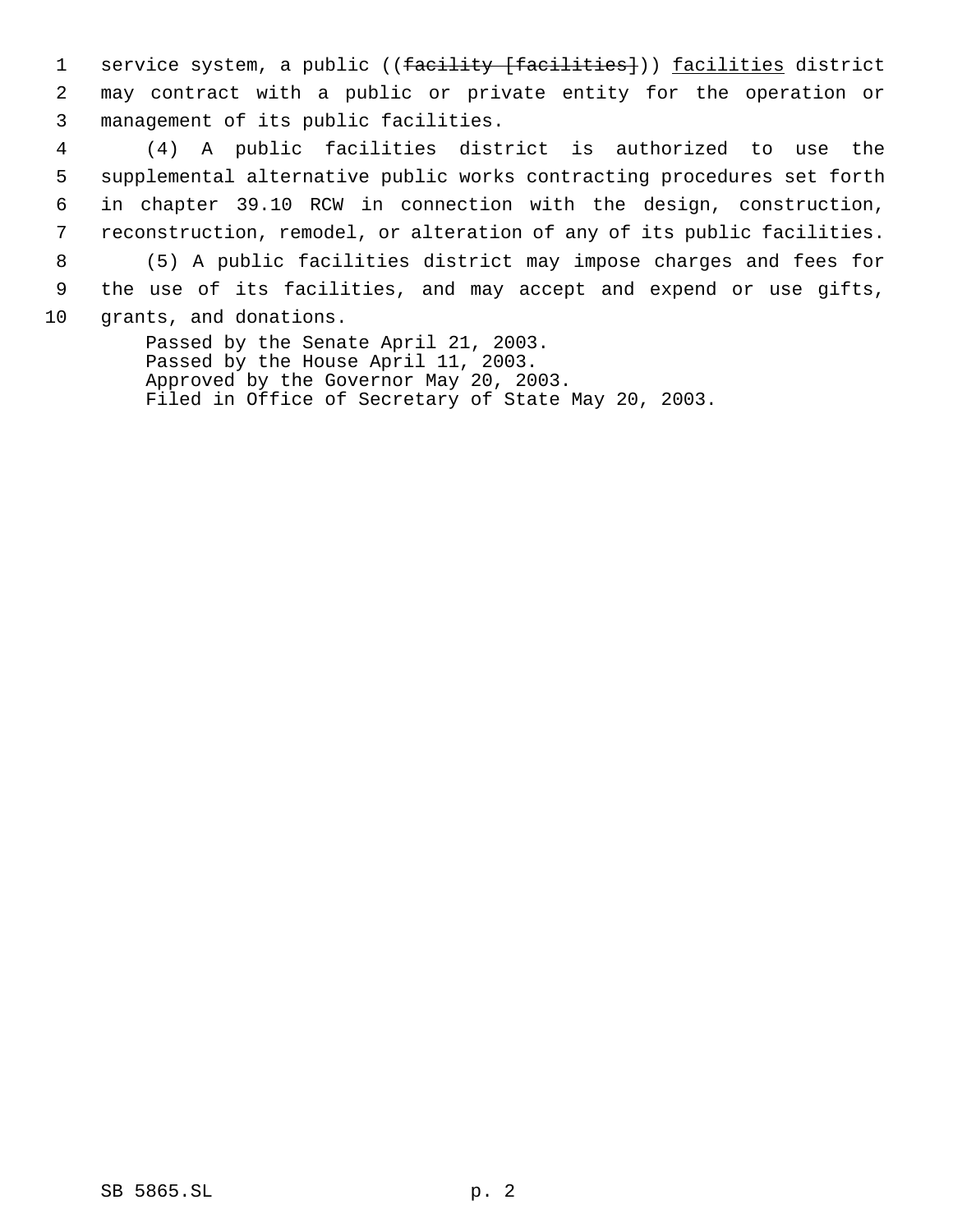service system, a public ((~~facility [facilities]~~)) <u>facilities</u> district may contract with a public or private entity for the operation or management of its public facilities.

(4) A public facilities district is authorized to use the supplemental alternative public works contracting procedures set forth in chapter 39.10 RCW in connection with the design, construction, reconstruction, remodel, or alteration of any of its public facilities.

(5) A public facilities district may impose charges and fees for the use of its facilities, and may accept and expend or use gifts, grants, and donations.

Passed by the Senate April 21, 2003.
Passed by the House April 11, 2003.
Approved by the Governor May 20, 2003.
Filed in Office of Secretary of State May 20, 2003.